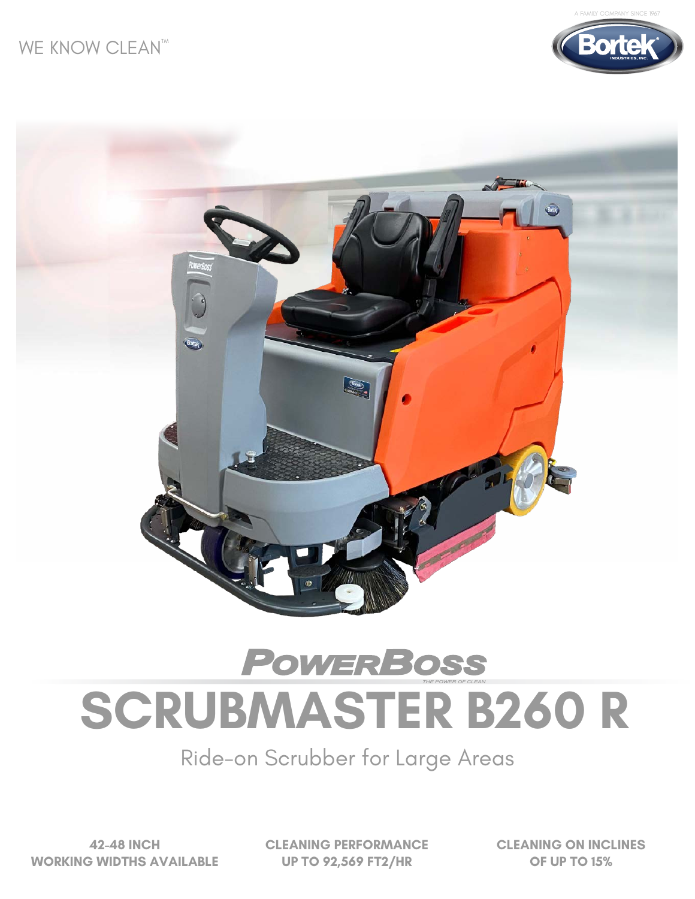WE KNOW CLEAN™

A FAMILY COMPANY SINCE 1967

Bortek® INDUSTRIES, INC.

POWERBOSS

THE POWER OF CLEAN

# SCRUBMASTER B260 R

Ride-on Scrubber for Large Areas

**42-48 INCH WORKING WIDTHS AVAILABLE**

**CLEANING PERFORMANCE UP TO 92,569 FT2/HR**

**CLEANING ON INCLINES OF UP TO 15%**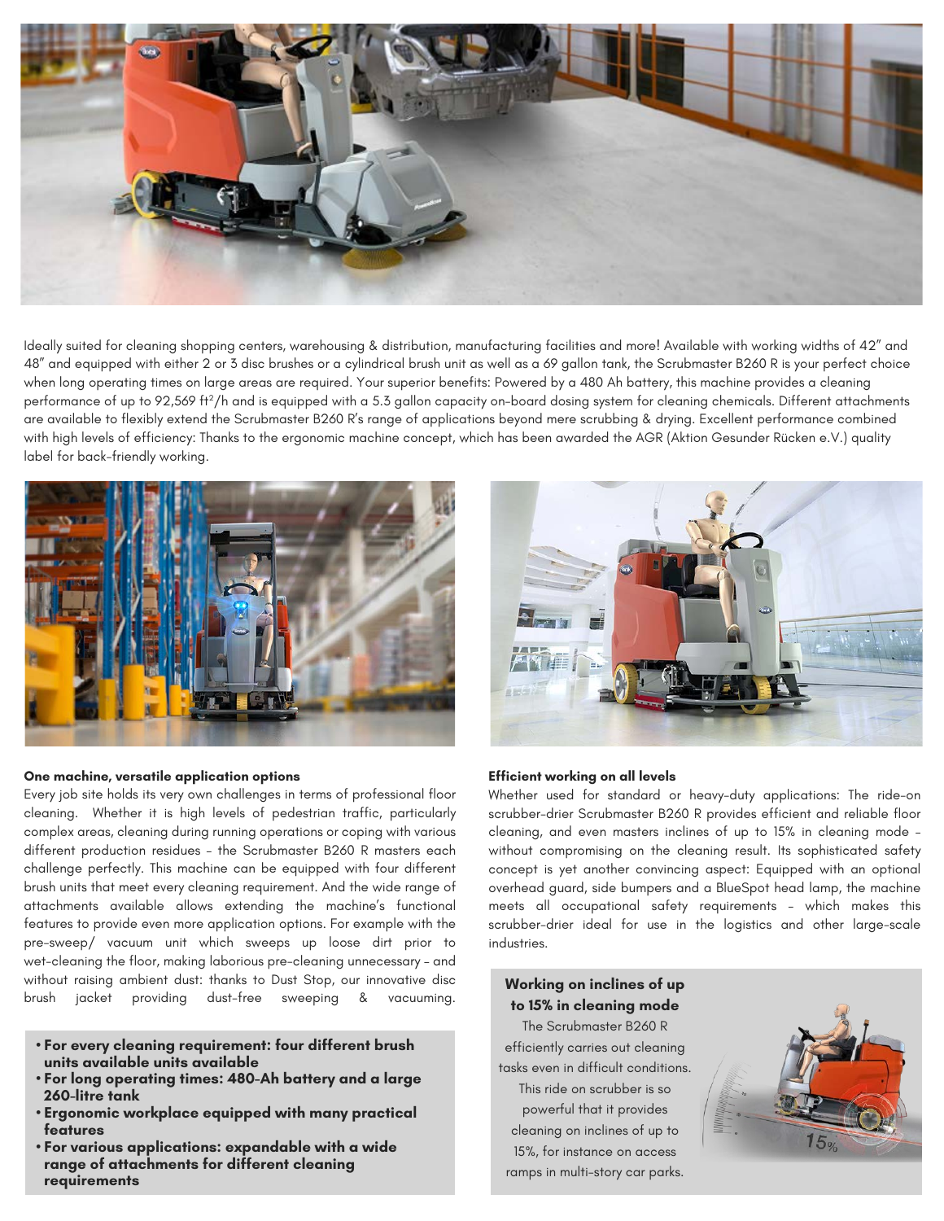Ideally suited for cleaning shopping centers, warehousing & distribution, manufacturing facilities and more! Available with working widths of 42" and 48" and equipped with either 2 or 3 disc brushes or a cylindrical brush unit as well as a 69 gallon tank, the Scrubmaster B260 R is your perfect choice when long operating times on large areas are required. Your superior benefits: Powered by a 480 Ah battery, this machine provides a cleaning performance of up to 92,569 ft²/h and is equipped with a 5.3 gallon capacity on-board dosing system for cleaning chemicals. Different attachments are available to flexibly extend the Scrubmaster B260 R's range of applications beyond mere scrubbing & drying. Excellent performance combined with high levels of efficiency: Thanks to the ergonomic machine concept, which has been awarded the AGR (Aktion Gesunder Rücken e.V.) quality label for back-friendly working.

**One machine, versatile application options**

Every job site holds its very own challenges in terms of professional floor cleaning. Whether it is high levels of pedestrian traffic, particularly complex areas, cleaning during running operations or coping with various different production residues – the Scrubmaster B260 R masters each challenge perfectly. This machine can be equipped with four different brush units that meet every cleaning requirement. And the wide range of attachments available allows extending the machine's functional features to provide even more application options. For example with the pre-sweep/ vacuum unit which sweeps up loose dirt prior to wet-cleaning the floor, making laborious pre-cleaning unnecessary – and without raising ambient dust: thanks to Dust Stop, our innovative disc brush jacket providing dust-free sweeping & vacuuming.

- **For every cleaning requirement: four different brush units available units available**
- **For long operating times: 480-Ah battery and a large 260-litre tank**
- **Ergonomic workplace equipped with many practical features**
- **For various applications: expandable with a wide range of attachments for different cleaning requirements**

**Efficient working on all levels**

Whether used for standard or heavy-duty applications: The ride-on scrubber-drier Scrubmaster B260 R provides efficient and reliable floor cleaning, and even masters inclines of up to 15% in cleaning mode – without compromising on the cleaning result. Its sophisticated safety concept is yet another convincing aspect: Equipped with an optional overhead guard, side bumpers and a BlueSpot head lamp, the machine meets all occupational safety requirements – which makes this scrubber-drier ideal for use in the logistics and other large-scale industries.

**Working on inclines of up to 15% in cleaning mode**

The Scrubmaster B260 R efficiently carries out cleaning tasks even in difficult conditions. This ride on scrubber is so powerful that it provides cleaning on inclines of up to 15%, for instance on access ramps in multi-story car parks.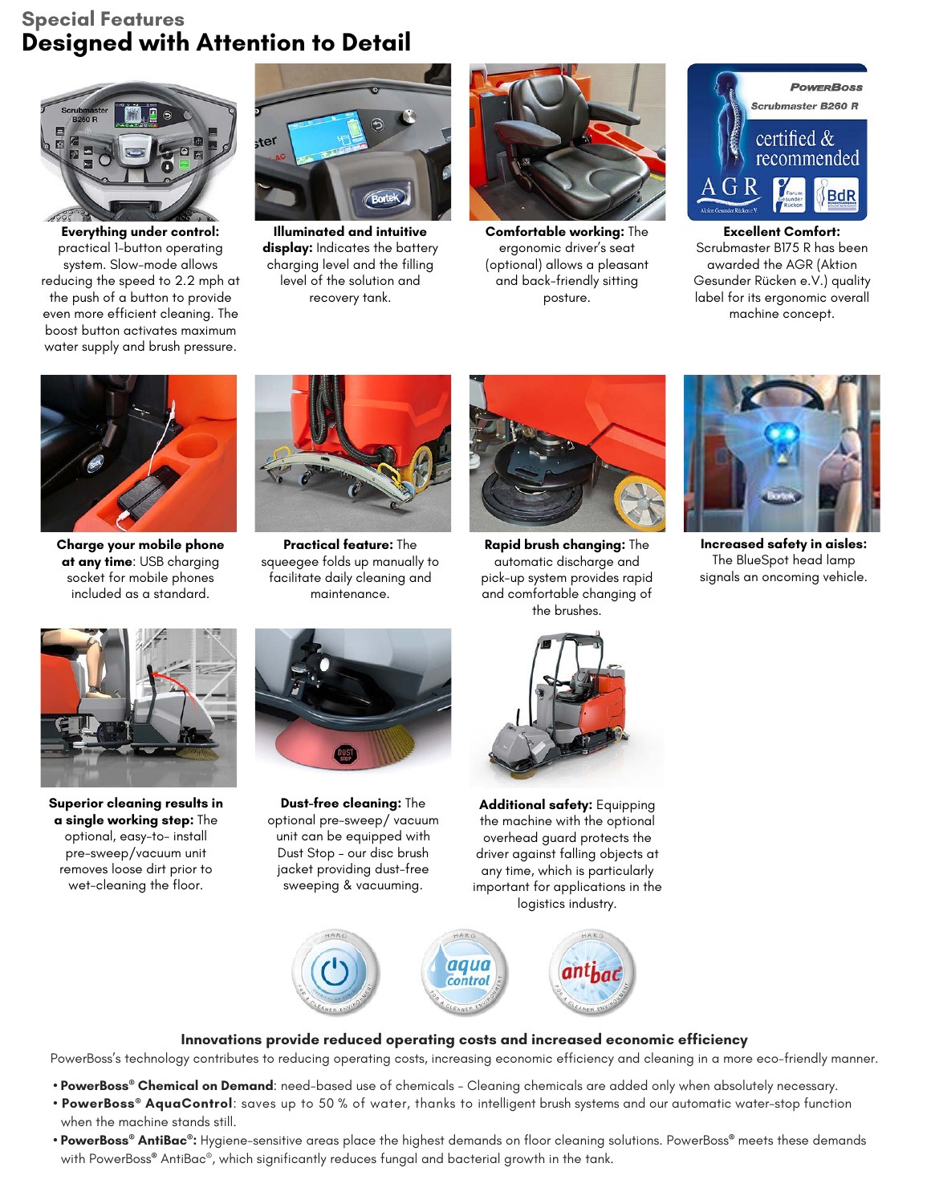## Special Features

# Designed with Attention to Detail

**Everything under control:** practical 1-button operating system. Slow-mode allows reducing the speed to 2.2 mph at the push of a button to provide even more efficient cleaning. The boost button activates maximum water supply and brush pressure.

**Illuminated and intuitive display:** Indicates the battery charging level and the filling level of the solution and recovery tank.

**Comfortable working:** The ergonomic driver's seat (optional) allows a pleasant and back-friendly sitting posture.

**Excellent Comfort:** Scrubmaster B175 R has been awarded the AGR (Aktion Gesunder Rücken e.V.) quality label for its ergonomic overall machine concept.

**Charge your mobile phone at any time**: USB charging socket for mobile phones included as a standard.

**Practical feature:** The squeegee folds up manually to facilitate daily cleaning and maintenance.

**Rapid brush changing:** The automatic discharge and pick-up system provides rapid and comfortable changing of the brushes.

**Increased safety in aisles:** The BlueSpot head lamp signals an oncoming vehicle.

**Superior cleaning results in a single working step:** The optional, easy-to- install pre-sweep/vacuum unit removes loose dirt prior to wet-cleaning the floor.

**Dust-free cleaning:** The optional pre-sweep/ vacuum unit can be equipped with Dust Stop – our disc brush jacket providing dust-free sweeping & vacuuming.

**Additional safety:** Equipping the machine with the optional overhead guard protects the driver against falling objects at any time, which is particularly important for applications in the logistics industry.

### Innovations provide reduced operating costs and increased economic efficiency

PowerBoss's technology contributes to reducing operating costs, increasing economic efficiency and cleaning in a more eco-friendly manner.

- **PowerBoss® Chemical on Demand**: need-based use of chemicals – Cleaning chemicals are added only when absolutely necessary.
- **PowerBoss® AquaControl**: saves up to 50 % of water, thanks to intelligent brush systems and our automatic water-stop function when the machine stands still.
- **PowerBoss® AntiBac®:** Hygiene-sensitive areas place the highest demands on floor cleaning solutions. PowerBoss® meets these demands with PowerBoss® AntiBac®, which significantly reduces fungal and bacterial growth in the tank.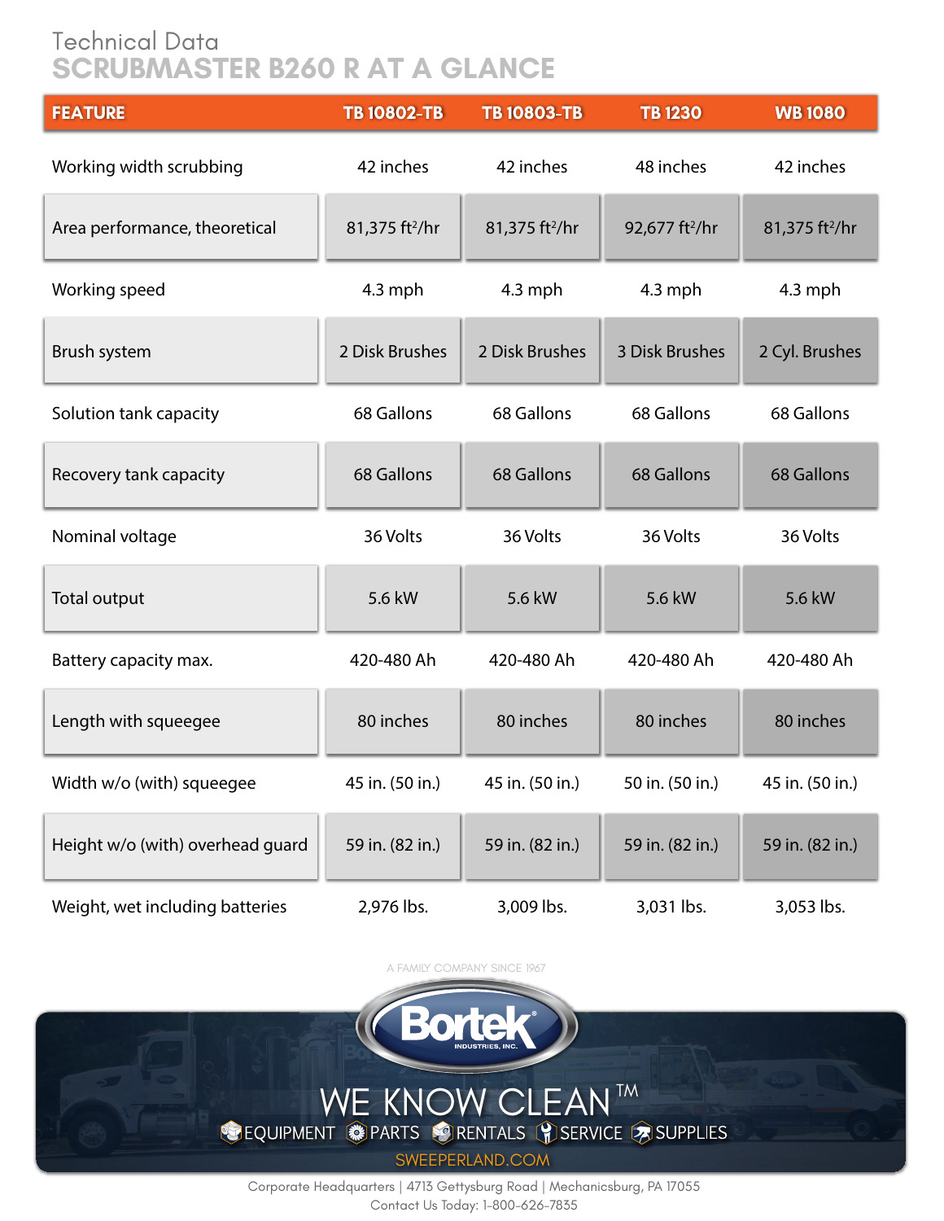Technical Data

# SCRUBMASTER B260 R AT A GLANCE

| FEATURE | TB 10802-TB | TB 10803-TB | TB 1230 | WB 1080 |
|---|---|---|---|---|
| Working width scrubbing | 42 inches | 42 inches | 48 inches | 42 inches |
| Area performance, theoretical | 81,375 ft²/hr | 81,375 ft²/hr | 92,677 ft²/hr | 81,375 ft²/hr |
| Working speed | 4.3 mph | 4.3 mph | 4.3 mph | 4.3 mph |
| Brush system | 2 Disk Brushes | 2 Disk Brushes | 3 Disk Brushes | 2 Cyl. Brushes |
| Solution tank capacity | 68 Gallons | 68 Gallons | 68 Gallons | 68 Gallons |
| Recovery tank capacity | 68 Gallons | 68 Gallons | 68 Gallons | 68 Gallons |
| Nominal voltage | 36 Volts | 36 Volts | 36 Volts | 36 Volts |
| Total output | 5.6 kW | 5.6 kW | 5.6 kW | 5.6 kW |
| Battery capacity max. | 420-480 Ah | 420-480 Ah | 420-480 Ah | 420-480 Ah |
| Length with squeegee | 80 inches | 80 inches | 80 inches | 80 inches |
| Width w/o (with) squeegee | 45 in. (50 in.) | 45 in. (50 in.) | 50 in. (50 in.) | 45 in. (50 in.) |
| Height w/o (with) overhead guard | 59 in. (82 in.) | 59 in. (82 in.) | 59 in. (82 in.) | 59 in. (82 in.) |
| Weight, wet including batteries | 2,976 lbs. | 3,009 lbs. | 3,031 lbs. | 3,053 lbs. |

A FAMILY COMPANY SINCE 1967

Bortek Industries, Inc.

WE KNOW CLEAN™

EQUIPMENT | PARTS | RENTALS | SERVICE | SUPPLIES

SWEEPERLAND.COM

Corporate Headquarters | 4713 Gettysburg Road | Mechanicsburg, PA 17055
Contact Us Today: 1-800-626-7835